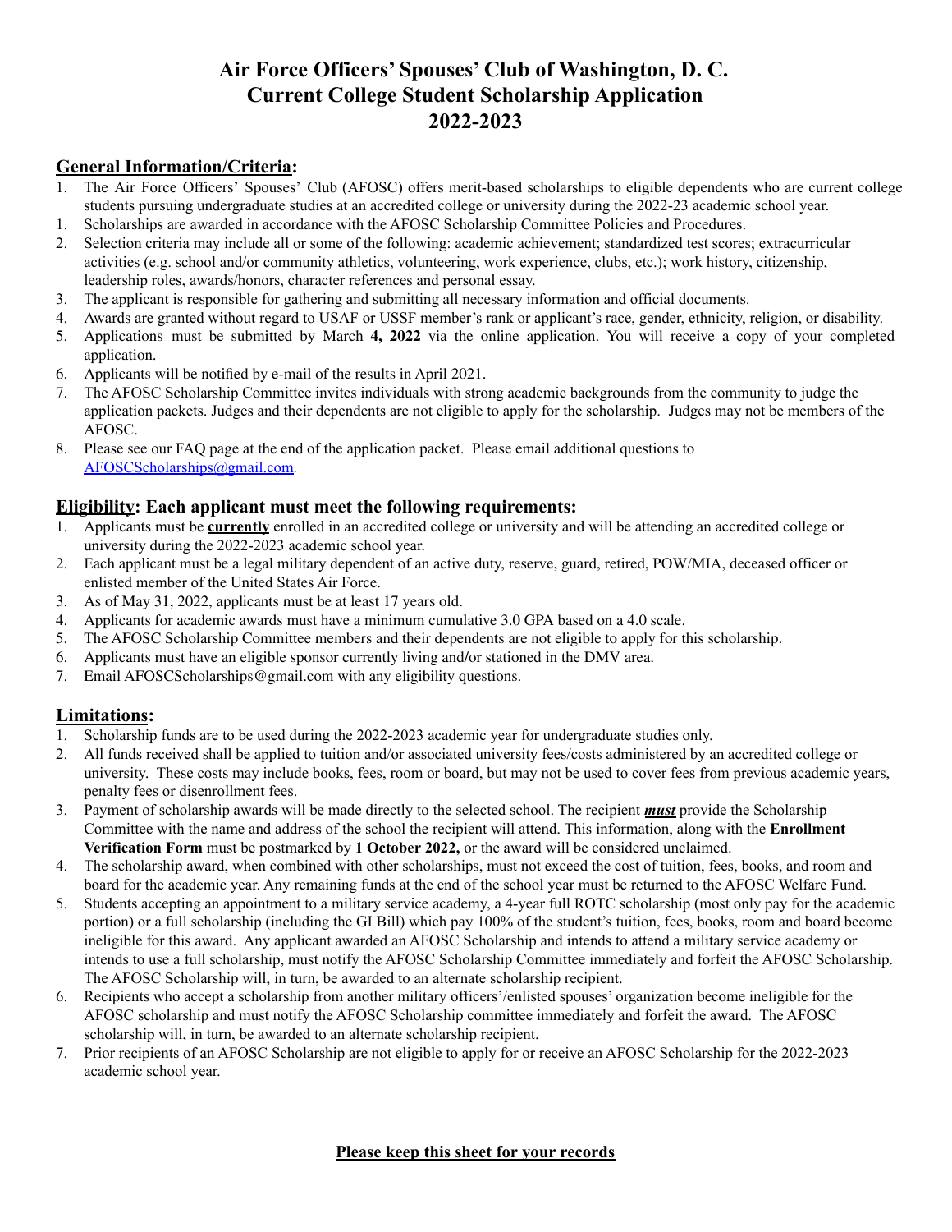# Air Force Officers' Spouses' Club of Washington, D. C.
# Current College Student Scholarship Application
# 2022-2023

## General Information/Criteria:

1. The Air Force Officers' Spouses' Club (AFOSC) offers merit-based scholarships to eligible dependents who are current college students pursuing undergraduate studies at an accredited college or university during the 2022-23 academic school year.
1. Scholarships are awarded in accordance with the AFOSC Scholarship Committee Policies and Procedures.
2. Selection criteria may include all or some of the following: academic achievement; standardized test scores; extracurricular activities (e.g. school and/or community athletics, volunteering, work experience, clubs, etc.); work history, citizenship, leadership roles, awards/honors, character references and personal essay.
3. The applicant is responsible for gathering and submitting all necessary information and official documents.
4. Awards are granted without regard to USAF or USSF member's rank or applicant's race, gender, ethnicity, religion, or disability.
5. Applications must be submitted by March **4, 2022** via the online application. You will receive a copy of your completed application.
6. Applicants will be notified by e-mail of the results in April 2021.
7. The AFOSC Scholarship Committee invites individuals with strong academic backgrounds from the community to judge the application packets. Judges and their dependents are not eligible to apply for the scholarship. Judges may not be members of the AFOSC.
8. Please see our FAQ page at the end of the application packet. Please email additional questions to [AFOSCScholarships@gmail.com](mailto:AFOSCScholarships@gmail.com).

## Eligibility: Each applicant must meet the following requirements:

1. Applicants must be **currently** enrolled in an accredited college or university and will be attending an accredited college or university during the 2022-2023 academic school year.
2. Each applicant must be a legal military dependent of an active duty, reserve, guard, retired, POW/MIA, deceased officer or enlisted member of the United States Air Force.
3. As of May 31, 2022, applicants must be at least 17 years old.
4. Applicants for academic awards must have a minimum cumulative 3.0 GPA based on a 4.0 scale.
5. The AFOSC Scholarship Committee members and their dependents are not eligible to apply for this scholarship.
6. Applicants must have an eligible sponsor currently living and/or stationed in the DMV area.
7. Email AFOSCScholarships@gmail.com with any eligibility questions.

## Limitations:

1. Scholarship funds are to be used during the 2022-2023 academic year for undergraduate studies only.
2. All funds received shall be applied to tuition and/or associated university fees/costs administered by an accredited college or university. These costs may include books, fees, room or board, but may not be used to cover fees from previous academic years, penalty fees or disenrollment fees.
3. Payment of scholarship awards will be made directly to the selected school. The recipient ***must*** provide the Scholarship Committee with the name and address of the school the recipient will attend. This information, along with the **Enrollment Verification Form** must be postmarked by **1 October 2022,** or the award will be considered unclaimed.
4. The scholarship award, when combined with other scholarships, must not exceed the cost of tuition, fees, books, and room and board for the academic year. Any remaining funds at the end of the school year must be returned to the AFOSC Welfare Fund.
5. Students accepting an appointment to a military service academy, a 4-year full ROTC scholarship (most only pay for the academic portion) or a full scholarship (including the GI Bill) which pay 100% of the student's tuition, fees, books, room and board become ineligible for this award. Any applicant awarded an AFOSC Scholarship and intends to attend a military service academy or intends to use a full scholarship, must notify the AFOSC Scholarship Committee immediately and forfeit the AFOSC Scholarship. The AFOSC Scholarship will, in turn, be awarded to an alternate scholarship recipient.
6. Recipients who accept a scholarship from another military officers'/enlisted spouses' organization become ineligible for the AFOSC scholarship and must notify the AFOSC Scholarship committee immediately and forfeit the award. The AFOSC scholarship will, in turn, be awarded to an alternate scholarship recipient.
7. Prior recipients of an AFOSC Scholarship are not eligible to apply for or receive an AFOSC Scholarship for the 2022-2023 academic school year.

**Please keep this sheet for your records**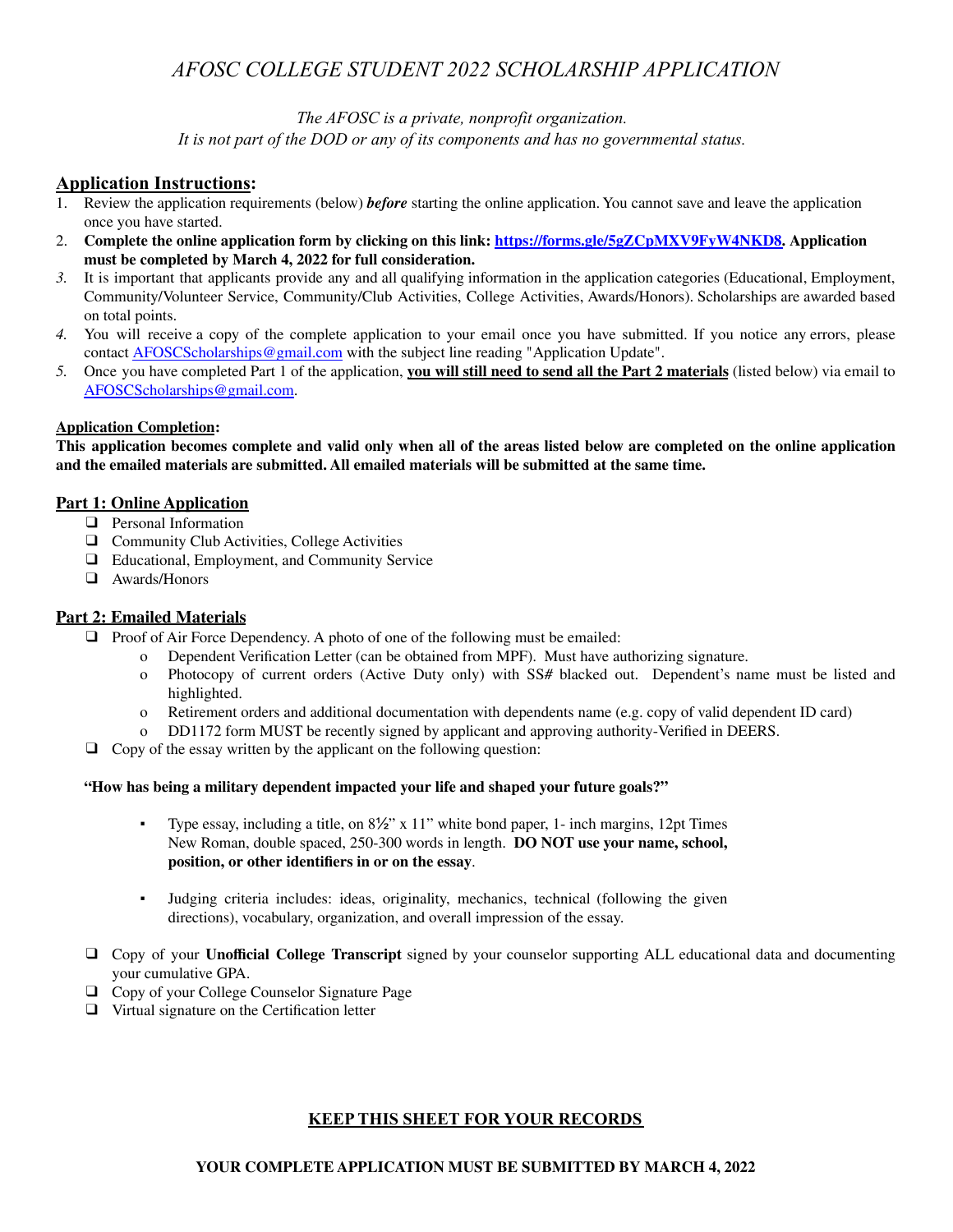# *AFOSC COLLEGE STUDENT 2022 SCHOLARSHIP APPLICATION*

*The AFOSC is a private, nonprofit organization.*
*It is not part of the DOD or any of its components and has no governmental status.*

## Application Instructions:

1. Review the application requirements (below) ***before*** starting the online application. You cannot save and leave the application once you have started.
2. **Complete the online application form by clicking on this link: [https://forms.gle/5gZCpMXV9FyW4NKD8](https://forms.gle/5gZCpMXV9FyW4NKD8). Application must be completed by March 4, 2022 for full consideration.**
3. It is important that applicants provide any and all qualifying information in the application categories (Educational, Employment, Community/Volunteer Service, Community/Club Activities, College Activities, Awards/Honors). Scholarships are awarded based on total points.
4. You will receive a copy of the complete application to your email once you have submitted. If you notice any errors, please contact AFOSCScholarships@gmail.com with the subject line reading "Application Update".
5. Once you have completed Part 1 of the application, **you will still need to send all the Part 2 materials** (listed below) via email to AFOSCScholarships@gmail.com.

**Application Completion:**

**This application becomes complete and valid only when all of the areas listed below are completed on the online application and the emailed materials are submitted. All emailed materials will be submitted at the same time.**

### Part 1: Online Application

- ❑ Personal Information
- ❑ Community Club Activities, College Activities
- ❑ Educational, Employment, and Community Service
- ❑ Awards/Honors

### Part 2: Emailed Materials

- ❑ Proof of Air Force Dependency. A photo of one of the following must be emailed:
  - o Dependent Verification Letter (can be obtained from MPF). Must have authorizing signature.
  - o Photocopy of current orders (Active Duty only) with SS# blacked out. Dependent's name must be listed and highlighted.
  - o Retirement orders and additional documentation with dependents name (e.g. copy of valid dependent ID card)
  - o DD1172 form MUST be recently signed by applicant and approving authority-Verified in DEERS.
- ❑ Copy of the essay written by the applicant on the following question:

  **"How has being a military dependent impacted your life and shaped your future goals?"**

  - Type essay, including a title, on 8½" x 11" white bond paper, 1- inch margins, 12pt Times New Roman, double spaced, 250-300 words in length. **DO NOT use your name, school, position, or other identifiers in or on the essay**.
  - Judging criteria includes: ideas, originality, mechanics, technical (following the given directions), vocabulary, organization, and overall impression of the essay.

- ❑ Copy of your **Unofficial College Transcript** signed by your counselor supporting ALL educational data and documenting your cumulative GPA.
- ❑ Copy of your College Counselor Signature Page
- ❑ Virtual signature on the Certification letter

**KEEP THIS SHEET FOR YOUR RECORDS**

**YOUR COMPLETE APPLICATION MUST BE SUBMITTED BY MARCH 4, 2022**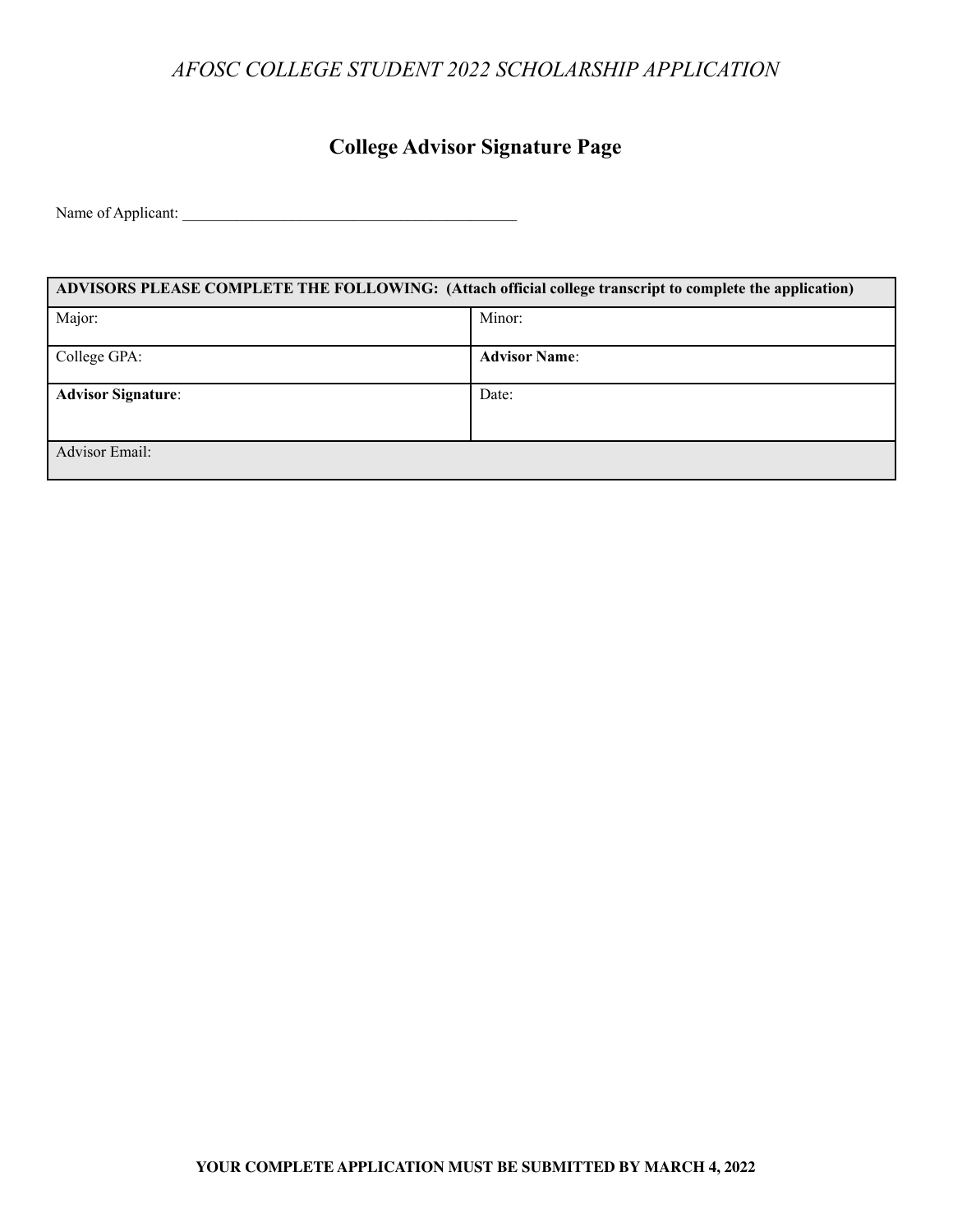*AFOSC COLLEGE STUDENT 2022 SCHOLARSHIP APPLICATION*

## College Advisor Signature Page

Name of Applicant: _____________________________________________

| **ADVISORS PLEASE COMPLETE THE FOLLOWING: (Attach official college transcript to complete the application)** | |
|---|---|
| Major: | Minor: |
| College GPA: | **Advisor Name**: |
| **Advisor Signature**: | Date: |
| Advisor Email: | |

**YOUR COMPLETE APPLICATION MUST BE SUBMITTED BY MARCH 4, 2022**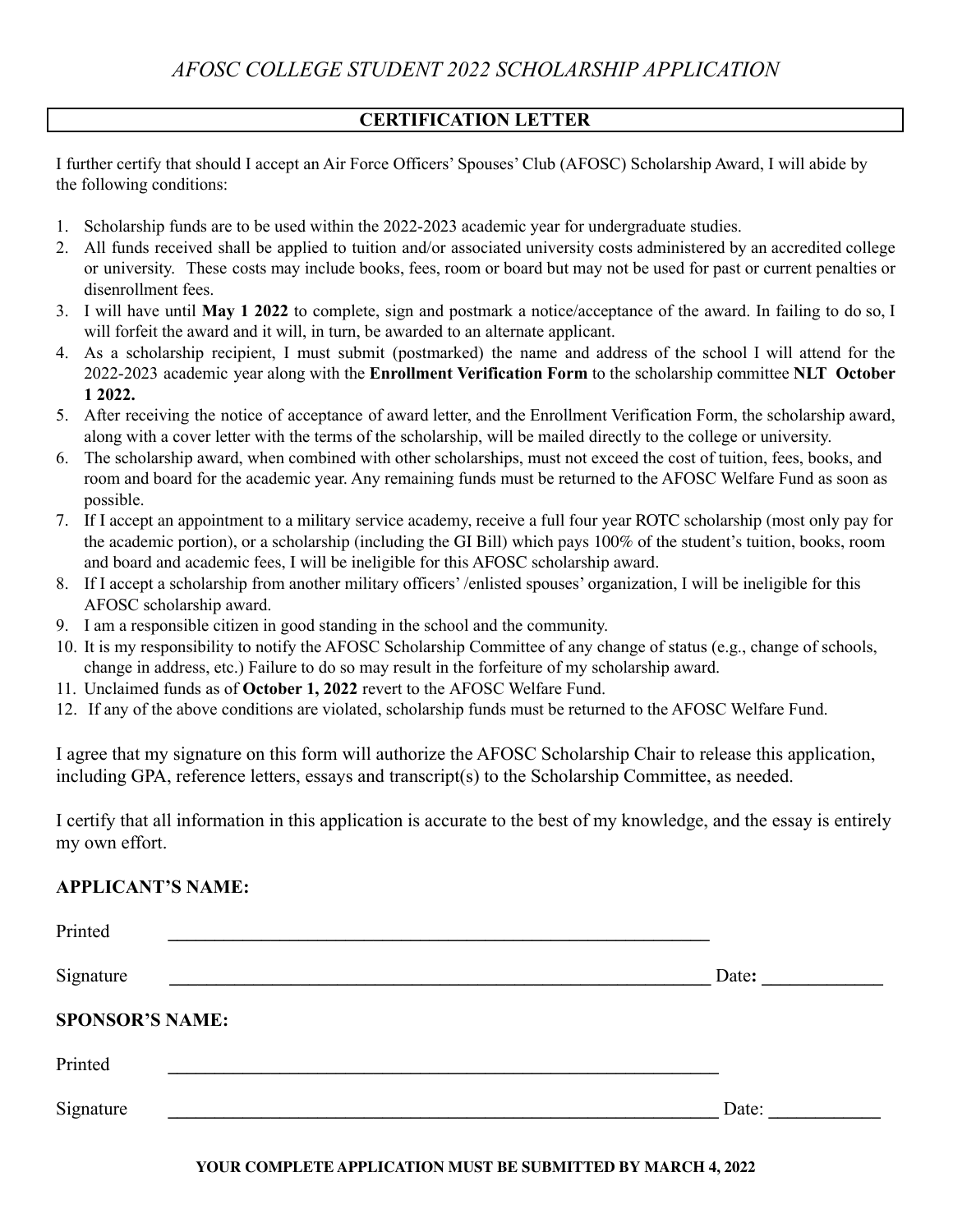*AFOSC COLLEGE STUDENT 2022 SCHOLARSHIP APPLICATION*

## CERTIFICATION LETTER

I further certify that should I accept an Air Force Officers' Spouses' Club (AFOSC) Scholarship Award, I will abide by the following conditions:

1. Scholarship funds are to be used within the 2022-2023 academic year for undergraduate studies.
2. All funds received shall be applied to tuition and/or associated university costs administered by an accredited college or university. These costs may include books, fees, room or board but may not be used for past or current penalties or disenrollment fees.
3. I will have until **May 1 2022** to complete, sign and postmark a notice/acceptance of the award. In failing to do so, I will forfeit the award and it will, in turn, be awarded to an alternate applicant.
4. As a scholarship recipient, I must submit (postmarked) the name and address of the school I will attend for the 2022-2023 academic year along with the **Enrollment Verification Form** to the scholarship committee **NLT October 1 2022.**
5. After receiving the notice of acceptance of award letter, and the Enrollment Verification Form, the scholarship award, along with a cover letter with the terms of the scholarship, will be mailed directly to the college or university.
6. The scholarship award, when combined with other scholarships, must not exceed the cost of tuition, fees, books, and room and board for the academic year. Any remaining funds must be returned to the AFOSC Welfare Fund as soon as possible.
7. If I accept an appointment to a military service academy, receive a full four year ROTC scholarship (most only pay for the academic portion), or a scholarship (including the GI Bill) which pays 100% of the student's tuition, books, room and board and academic fees, I will be ineligible for this AFOSC scholarship award.
8. If I accept a scholarship from another military officers' /enlisted spouses' organization, I will be ineligible for this AFOSC scholarship award.
9. I am a responsible citizen in good standing in the school and the community.
10. It is my responsibility to notify the AFOSC Scholarship Committee of any change of status (e.g., change of schools, change in address, etc.) Failure to do so may result in the forfeiture of my scholarship award.
11. Unclaimed funds as of **October 1, 2022** revert to the AFOSC Welfare Fund.
12. If any of the above conditions are violated, scholarship funds must be returned to the AFOSC Welfare Fund.

I agree that my signature on this form will authorize the AFOSC Scholarship Chair to release this application, including GPA, reference letters, essays and transcript(s) to the Scholarship Committee, as needed.

I certify that all information in this application is accurate to the best of my knowledge, and the essay is entirely my own effort.

**APPLICANT'S NAME:**

Printed ______________________________________________

Signature ______________________________________________ Date: ____________

**SPONSOR'S NAME:**

Printed ______________________________________________

Signature ______________________________________________ Date: ____________

**YOUR COMPLETE APPLICATION MUST BE SUBMITTED BY MARCH 4, 2022**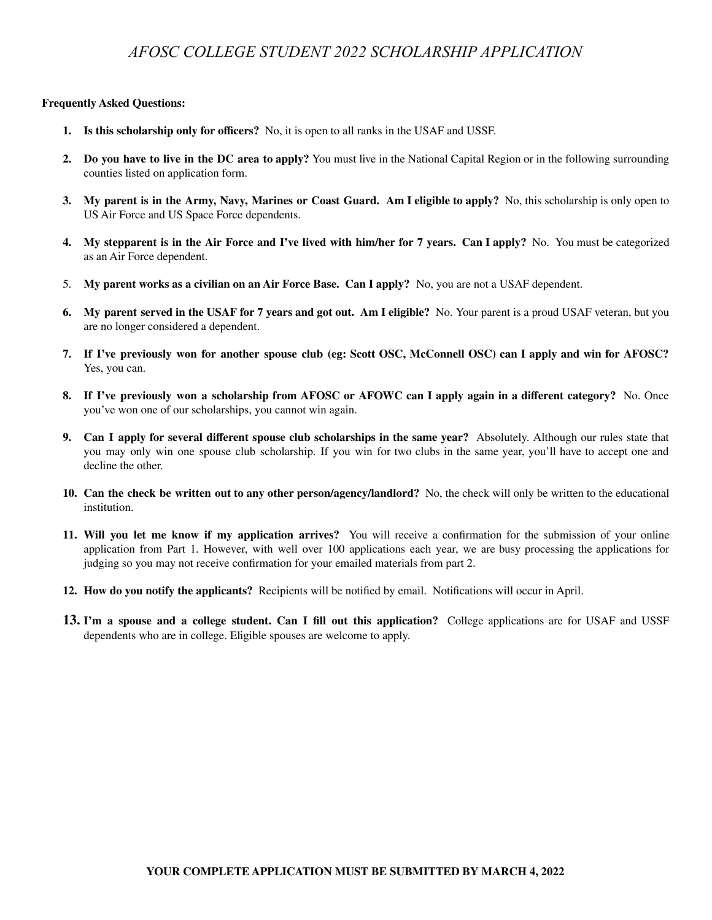# *AFOSC COLLEGE STUDENT 2022 SCHOLARSHIP APPLICATION*

**Frequently Asked Questions:**

1. **Is this scholarship only for officers?** No, it is open to all ranks in the USAF and USSF.
2. **Do you have to live in the DC area to apply?** You must live in the National Capital Region or in the following surrounding counties listed on application form.
3. **My parent is in the Army, Navy, Marines or Coast Guard. Am I eligible to apply?** No, this scholarship is only open to US Air Force and US Space Force dependents.
4. **My stepparent is in the Air Force and I've lived with him/her for 7 years. Can I apply?** No. You must be categorized as an Air Force dependent.
5. **My parent works as a civilian on an Air Force Base. Can I apply?** No, you are not a USAF dependent.
6. **My parent served in the USAF for 7 years and got out. Am I eligible?** No. Your parent is a proud USAF veteran, but you are no longer considered a dependent.
7. **If I've previously won for another spouse club (eg: Scott OSC, McConnell OSC) can I apply and win for AFOSC?** Yes, you can.
8. **If I've previously won a scholarship from AFOSC or AFOWC can I apply again in a different category?** No. Once you've won one of our scholarships, you cannot win again.
9. **Can I apply for several different spouse club scholarships in the same year?** Absolutely. Although our rules state that you may only win one spouse club scholarship. If you win for two clubs in the same year, you'll have to accept one and decline the other.
10. **Can the check be written out to any other person/agency/landlord?** No, the check will only be written to the educational institution.
11. **Will you let me know if my application arrives?** You will receive a confirmation for the submission of your online application from Part 1. However, with well over 100 applications each year, we are busy processing the applications for judging so you may not receive confirmation for your emailed materials from part 2.
12. **How do you notify the applicants?** Recipients will be notified by email. Notifications will occur in April.
13. **I'm a spouse and a college student. Can I fill out this application?** College applications are for USAF and USSF dependents who are in college. Eligible spouses are welcome to apply.

**YOUR COMPLETE APPLICATION MUST BE SUBMITTED BY MARCH 4, 2022**